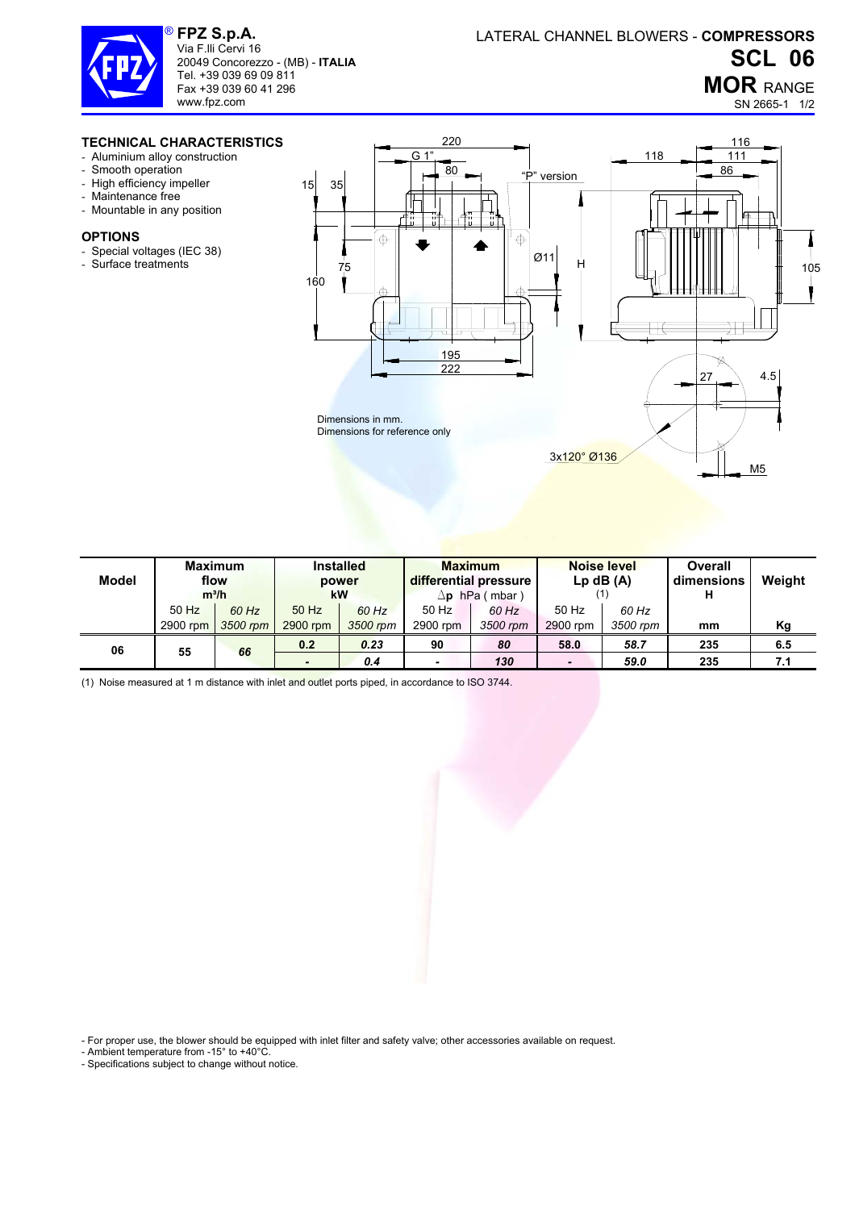**FPZ S.p.A.**
Via F.lli Cervi 16
20049 Concorezzo - (MB) - **ITALIA**
Tel. +39 039 69 09 811
Fax +39 039 60 41 296
www.fpz.com

LATERAL CHANNEL BLOWERS - **COMPRESSORS**

# SCL 06

## MOR RANGE

SN 2665-1 1/2

### TECHNICAL CHARACTERISTICS

- Aluminium alloy construction
- Smooth operation
- High efficiency impeller
- Maintenance free
- Mountable in any position

### OPTIONS

- Special voltages (IEC 38)
- Surface treatments

Dimensions in mm.
Dimensions for reference only

| Model | Maximum flow m³/h | | Installed power kW | | Maximum differential pressure Δp hPa ( mbar ) | | Noise level Lp dB (A) (1) | | Overall dimensions H | Weight |
|---|---|---|---|---|---|---|---|---|---|---|
| | 50 Hz 2900 rpm | *60 Hz 3500 rpm* | 50 Hz 2900 rpm | *60 Hz 3500 rpm* | 50 Hz 2900 rpm | *60 Hz 3500 rpm* | 50 Hz 2900 rpm | *60 Hz 3500 rpm* | mm | Kg |
| **06** | **55** | ***66*** | **0.2** | ***0.23*** | **90** | ***80*** | **58.0** | ***58.7*** | **235** | **6.5** |
| | | | **-** | ***0.4*** | **-** | ***130*** | **-** | ***59.0*** | **235** | **7.1** |

(1) Noise measured at 1 m distance with inlet and outlet ports piped, in accordance to ISO 3744.

- For proper use, the blower should be equipped with inlet filter and safety valve; other accessories available on request.
- Ambient temperature from -15° to +40°C.
- Specifications subject to change without notice.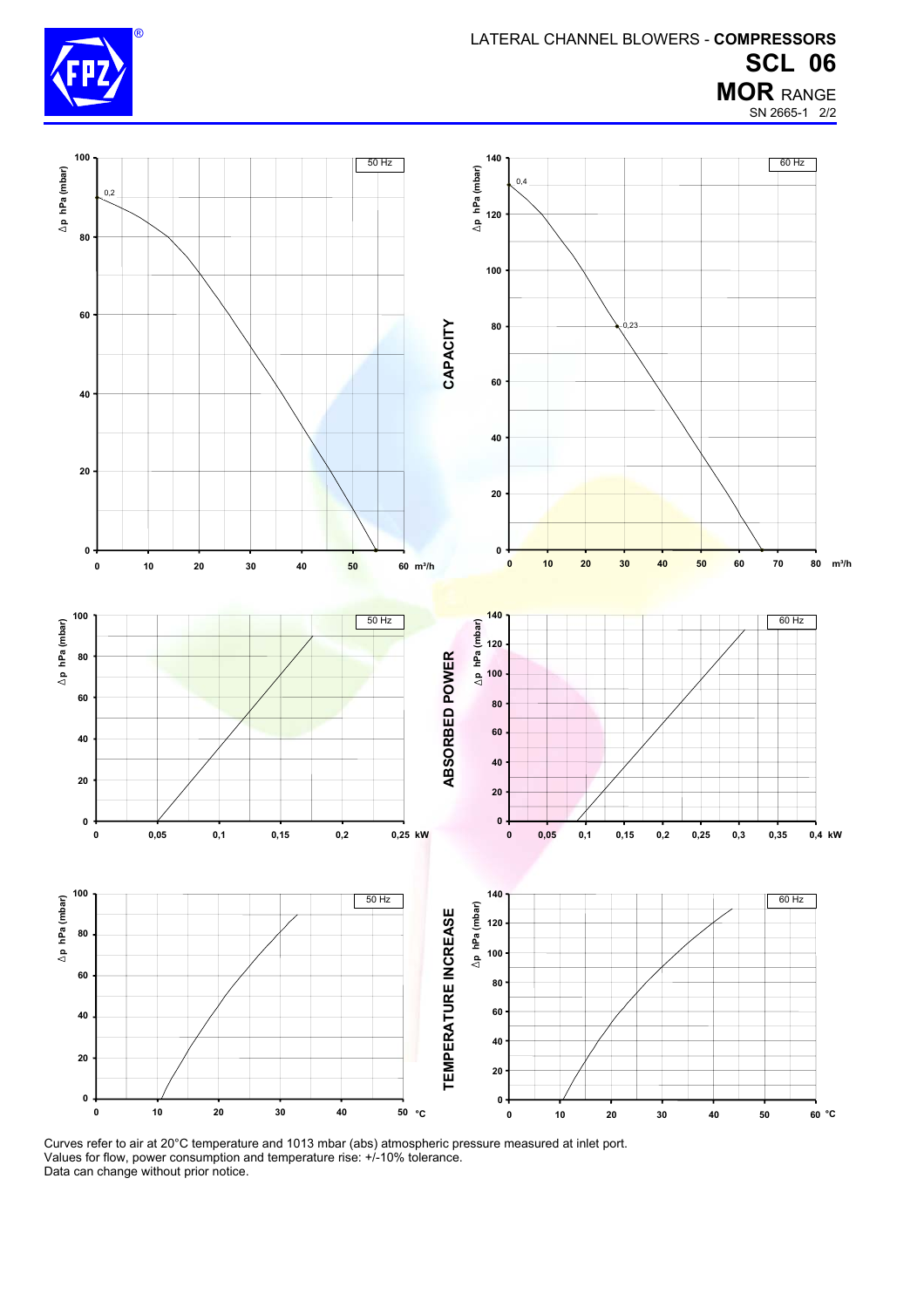LATERAL CHANNEL BLOWERS - **COMPRESSORS**

# SCL 06

## **MOR** RANGE

SN 2665-1

**CAPACITY**

50 Hz

Δp hPa (mbar)

100
80
60
40
20
0

0,2

0 10 20 30 40 50 60 m³/h

60 Hz

Δp hPa (mbar)

140
120
100
80
60
40
20
0

0,4

0,23

0 10 20 30 40 50 60 70 80 m³/h

**ABSORBED POWER**

50 Hz

Δp hPa (mbar)

100
80
60
40
20
0

0 0,05 0,1 0,15 0,2 0,25 kW

60 Hz

Δp hPa (mbar)

140
120
100
80
60
40
20
0

0 0,05 0,1 0,15 0,2 0,25 0,3 0,35 0,4 kW

**TEMPERATURE INCREASE**

50 Hz

Δp hPa (mbar)

100
80
60
40
20
0

0 10 20 30 40 50 °C

60 Hz

Δp hPa (mbar)

140
120
100
80
60
40
20
0

0 10 20 30 40 50 60 °C

Curves refer to air at 20°C temperature and 1013 mbar (abs) atmospheric pressure measured at inlet port.
Values for flow, power consumption and temperature rise: +/-10% tolerance.
Data can change without prior notice.